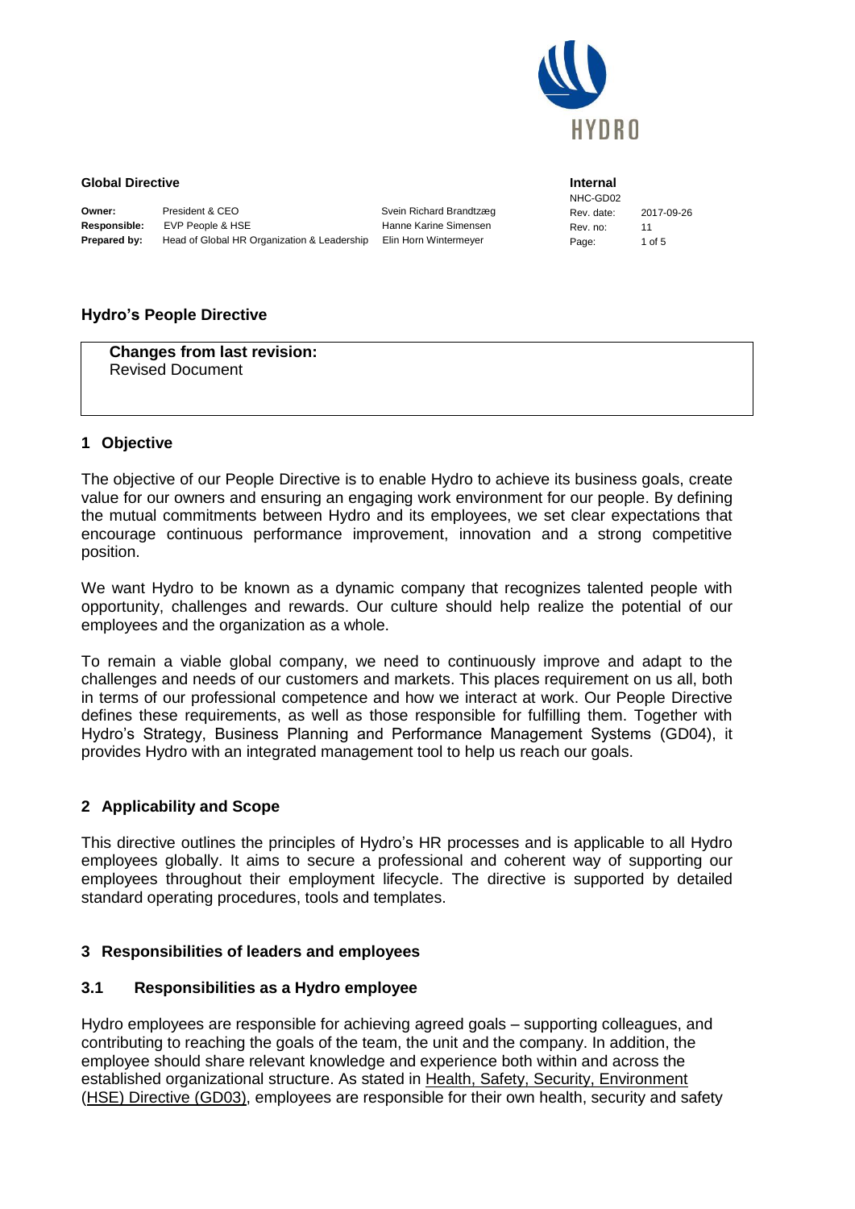**Global Directive**

| | | | |
|---|---|---|---|
| **Owner:** | President & CEO | Svein Richard Brandtzæg | |
| **Responsible:** | EVP People & HSE | Hanne Karine Simensen | |
| **Prepared by:** | Head of Global HR Organization & Leadership | Elin Horn Wintermeyer | |

**Internal**

NHC-GD02

| | |
|---|---|
| Rev. date: | 2017-09-26 |
| Rev. no: | 11 |

# Hydro's People Directive

**Changes from last revision:**
Revised Document

## 1 Objective

The objective of our People Directive is to enable Hydro to achieve its business goals, create value for our owners and ensuring an engaging work environment for our people. By defining the mutual commitments between Hydro and its employees, we set clear expectations that encourage continuous performance improvement, innovation and a strong competitive position.

We want Hydro to be known as a dynamic company that recognizes talented people with opportunity, challenges and rewards. Our culture should help realize the potential of our employees and the organization as a whole.

To remain a viable global company, we need to continuously improve and adapt to the challenges and needs of our customers and markets. This places requirement on us all, both in terms of our professional competence and how we interact at work. Our People Directive defines these requirements, as well as those responsible for fulfilling them. Together with Hydro's Strategy, Business Planning and Performance Management Systems (GD04), it provides Hydro with an integrated management tool to help us reach our goals.

## 2 Applicability and Scope

This directive outlines the principles of Hydro's HR processes and is applicable to all Hydro employees globally. It aims to secure a professional and coherent way of supporting our employees throughout their employment lifecycle. The directive is supported by detailed standard operating procedures, tools and templates.

## 3 Responsibilities of leaders and employees

### 3.1 Responsibilities as a Hydro employee

Hydro employees are responsible for achieving agreed goals – supporting colleagues, and contributing to reaching the goals of the team, the unit and the company. In addition, the employee should share relevant knowledge and experience both within and across the established organizational structure. As stated in Health, Safety, Security, Environment (HSE) Directive (GD03), employees are responsible for their own health, security and safety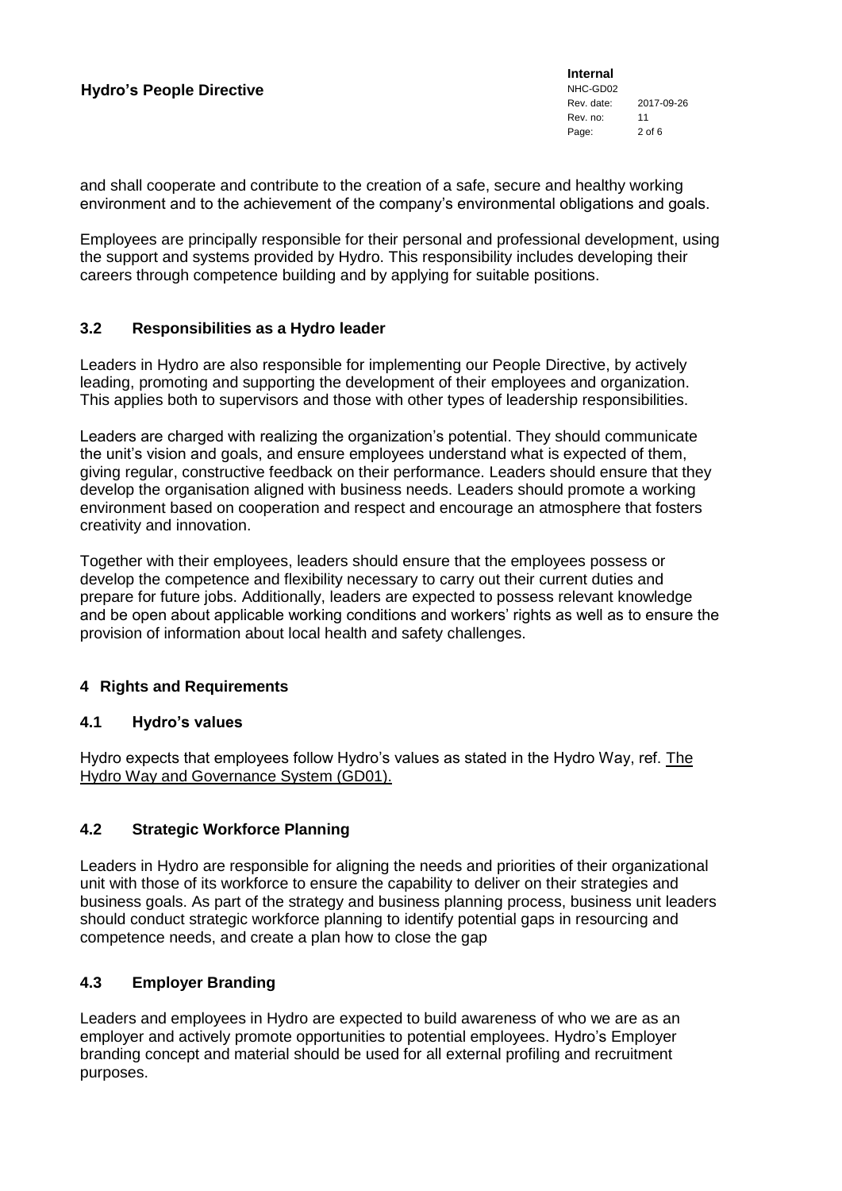and shall cooperate and contribute to the creation of a safe, secure and healthy working environment and to the achievement of the company's environmental obligations and goals.

Employees are principally responsible for their personal and professional development, using the support and systems provided by Hydro. This responsibility includes developing their careers through competence building and by applying for suitable positions.

### 3.2 Responsibilities as a Hydro leader

Leaders in Hydro are also responsible for implementing our People Directive, by actively leading, promoting and supporting the development of their employees and organization. This applies both to supervisors and those with other types of leadership responsibilities.

Leaders are charged with realizing the organization's potential. They should communicate the unit's vision and goals, and ensure employees understand what is expected of them, giving regular, constructive feedback on their performance. Leaders should ensure that they develop the organisation aligned with business needs. Leaders should promote a working environment based on cooperation and respect and encourage an atmosphere that fosters creativity and innovation.

Together with their employees, leaders should ensure that the employees possess or develop the competence and flexibility necessary to carry out their current duties and prepare for future jobs. Additionally, leaders are expected to possess relevant knowledge and be open about applicable working conditions and workers' rights as well as to ensure the provision of information about local health and safety challenges.

## 4 Rights and Requirements

### 4.1 Hydro's values

Hydro expects that employees follow Hydro's values as stated in the Hydro Way, ref. The Hydro Way and Governance System (GD01).

### 4.2 Strategic Workforce Planning

Leaders in Hydro are responsible for aligning the needs and priorities of their organizational unit with those of its workforce to ensure the capability to deliver on their strategies and business goals. As part of the strategy and business planning process, business unit leaders should conduct strategic workforce planning to identify potential gaps in resourcing and competence needs, and create a plan how to close the gap

### 4.3 Employer Branding

Leaders and employees in Hydro are expected to build awareness of who we are as an employer and actively promote opportunities to potential employees. Hydro's Employer branding concept and material should be used for all external profiling and recruitment purposes.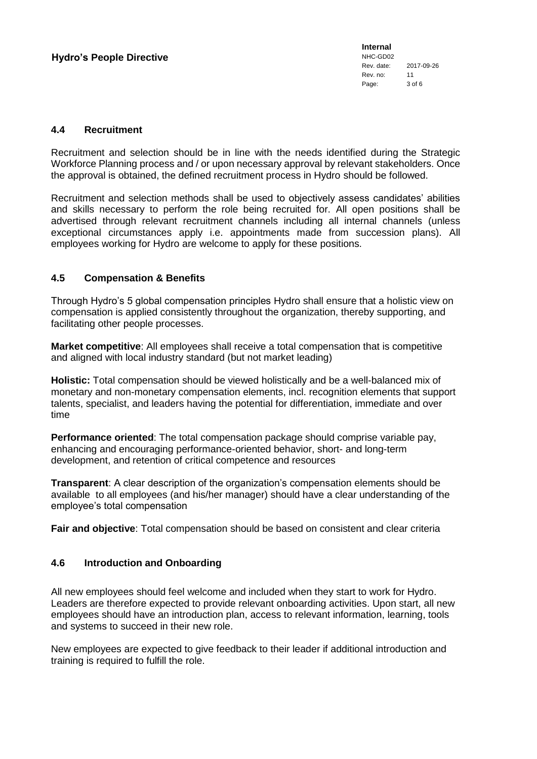### 4.4 Recruitment

Recruitment and selection should be in line with the needs identified during the Strategic Workforce Planning process and / or upon necessary approval by relevant stakeholders. Once the approval is obtained, the defined recruitment process in Hydro should be followed.

Recruitment and selection methods shall be used to objectively assess candidates' abilities and skills necessary to perform the role being recruited for. All open positions shall be advertised through relevant recruitment channels including all internal channels (unless exceptional circumstances apply i.e. appointments made from succession plans). All employees working for Hydro are welcome to apply for these positions.

### 4.5 Compensation & Benefits

Through Hydro's 5 global compensation principles Hydro shall ensure that a holistic view on compensation is applied consistently throughout the organization, thereby supporting, and facilitating other people processes.

**Market competitive**: All employees shall receive a total compensation that is competitive and aligned with local industry standard (but not market leading)

**Holistic:** Total compensation should be viewed holistically and be a well-balanced mix of monetary and non-monetary compensation elements, incl. recognition elements that support talents, specialist, and leaders having the potential for differentiation, immediate and over time

**Performance oriented**: The total compensation package should comprise variable pay, enhancing and encouraging performance-oriented behavior, short- and long-term development, and retention of critical competence and resources

**Transparent**: A clear description of the organization's compensation elements should be available to all employees (and his/her manager) should have a clear understanding of the employee's total compensation

**Fair and objective**: Total compensation should be based on consistent and clear criteria

### 4.6 Introduction and Onboarding

All new employees should feel welcome and included when they start to work for Hydro. Leaders are therefore expected to provide relevant onboarding activities. Upon start, all new employees should have an introduction plan, access to relevant information, learning, tools and systems to succeed in their new role.

New employees are expected to give feedback to their leader if additional introduction and training is required to fulfill the role.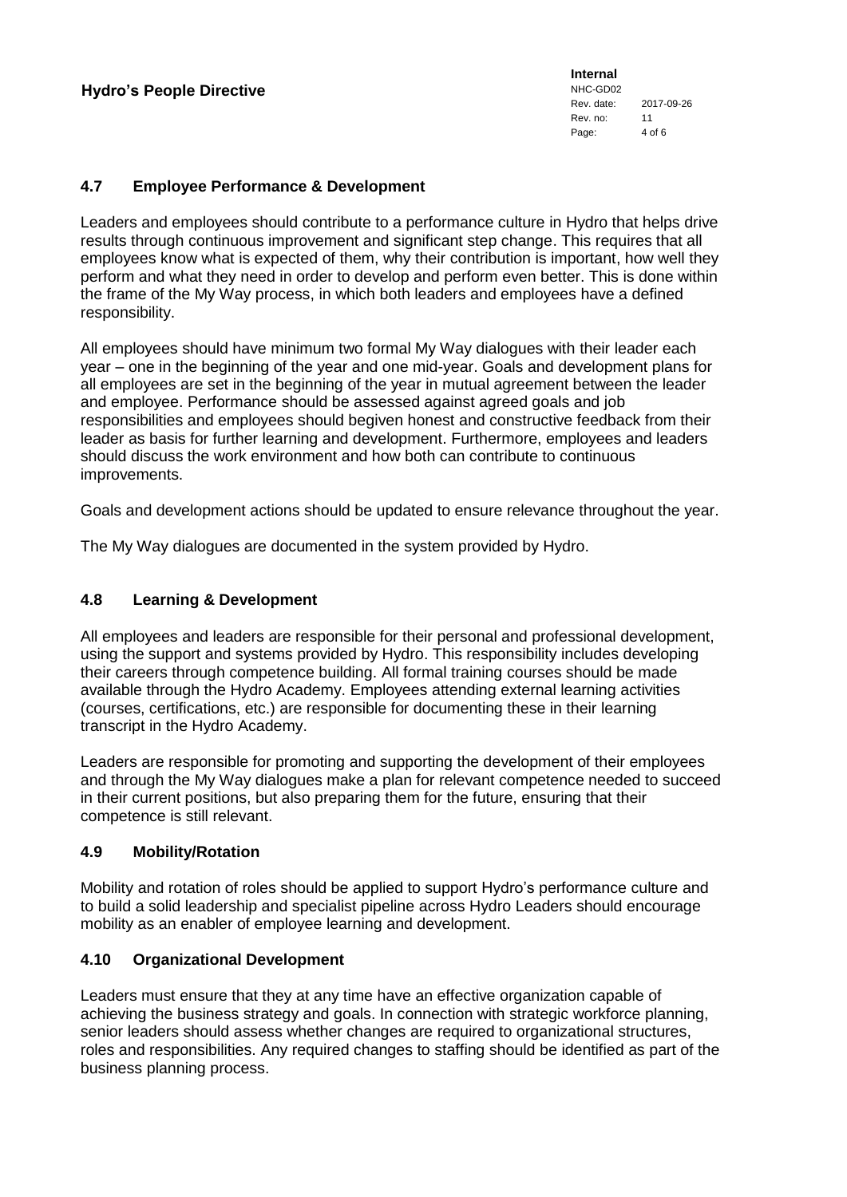## 4.7 Employee Performance & Development

Leaders and employees should contribute to a performance culture in Hydro that helps drive results through continuous improvement and significant step change. This requires that all employees know what is expected of them, why their contribution is important, how well they perform and what they need in order to develop and perform even better. This is done within the frame of the My Way process, in which both leaders and employees have a defined responsibility.

All employees should have minimum two formal My Way dialogues with their leader each year – one in the beginning of the year and one mid-year. Goals and development plans for all employees are set in the beginning of the year in mutual agreement between the leader and employee. Performance should be assessed against agreed goals and job responsibilities and employees should begiven honest and constructive feedback from their leader as basis for further learning and development. Furthermore, employees and leaders should discuss the work environment and how both can contribute to continuous improvements.

Goals and development actions should be updated to ensure relevance throughout the year.

The My Way dialogues are documented in the system provided by Hydro.

## 4.8 Learning & Development

All employees and leaders are responsible for their personal and professional development, using the support and systems provided by Hydro. This responsibility includes developing their careers through competence building. All formal training courses should be made available through the Hydro Academy. Employees attending external learning activities (courses, certifications, etc.) are responsible for documenting these in their learning transcript in the Hydro Academy.

Leaders are responsible for promoting and supporting the development of their employees and through the My Way dialogues make a plan for relevant competence needed to succeed in their current positions, but also preparing them for the future, ensuring that their competence is still relevant.

## 4.9 Mobility/Rotation

Mobility and rotation of roles should be applied to support Hydro's performance culture and to build a solid leadership and specialist pipeline across Hydro Leaders should encourage mobility as an enabler of employee learning and development.

## 4.10 Organizational Development

Leaders must ensure that they at any time have an effective organization capable of achieving the business strategy and goals. In connection with strategic workforce planning, senior leaders should assess whether changes are required to organizational structures, roles and responsibilities. Any required changes to staffing should be identified as part of the business planning process.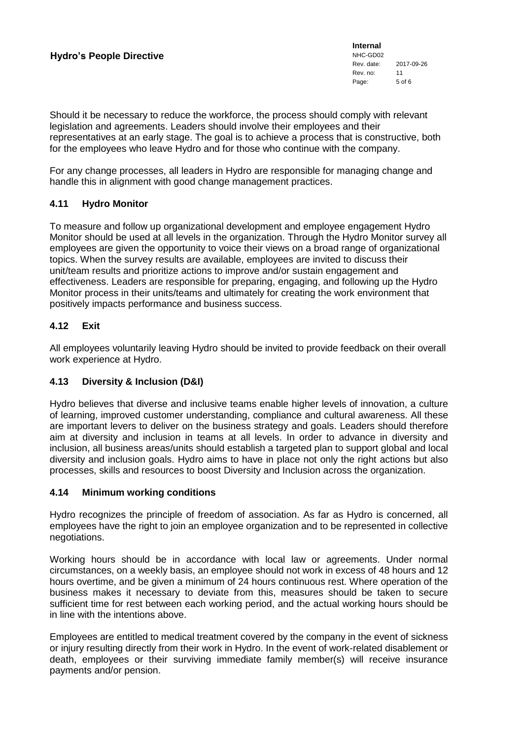Should it be necessary to reduce the workforce, the process should comply with relevant legislation and agreements. Leaders should involve their employees and their representatives at an early stage. The goal is to achieve a process that is constructive, both for the employees who leave Hydro and for those who continue with the company.

For any change processes, all leaders in Hydro are responsible for managing change and handle this in alignment with good change management practices.

### 4.11 Hydro Monitor

To measure and follow up organizational development and employee engagement Hydro Monitor should be used at all levels in the organization. Through the Hydro Monitor survey all employees are given the opportunity to voice their views on a broad range of organizational topics. When the survey results are available, employees are invited to discuss their unit/team results and prioritize actions to improve and/or sustain engagement and effectiveness. Leaders are responsible for preparing, engaging, and following up the Hydro Monitor process in their units/teams and ultimately for creating the work environment that positively impacts performance and business success.

### 4.12 Exit

All employees voluntarily leaving Hydro should be invited to provide feedback on their overall work experience at Hydro.

### 4.13 Diversity & Inclusion (D&I)

Hydro believes that diverse and inclusive teams enable higher levels of innovation, a culture of learning, improved customer understanding, compliance and cultural awareness. All these are important levers to deliver on the business strategy and goals. Leaders should therefore aim at diversity and inclusion in teams at all levels. In order to advance in diversity and inclusion, all business areas/units should establish a targeted plan to support global and local diversity and inclusion goals. Hydro aims to have in place not only the right actions but also processes, skills and resources to boost Diversity and Inclusion across the organization.

### 4.14 Minimum working conditions

Hydro recognizes the principle of freedom of association. As far as Hydro is concerned, all employees have the right to join an employee organization and to be represented in collective negotiations.

Working hours should be in accordance with local law or agreements. Under normal circumstances, on a weekly basis, an employee should not work in excess of 48 hours and 12 hours overtime, and be given a minimum of 24 hours continuous rest. Where operation of the business makes it necessary to deviate from this, measures should be taken to secure sufficient time for rest between each working period, and the actual working hours should be in line with the intentions above.

Employees are entitled to medical treatment covered by the company in the event of sickness or injury resulting directly from their work in Hydro. In the event of work-related disablement or death, employees or their surviving immediate family member(s) will receive insurance payments and/or pension.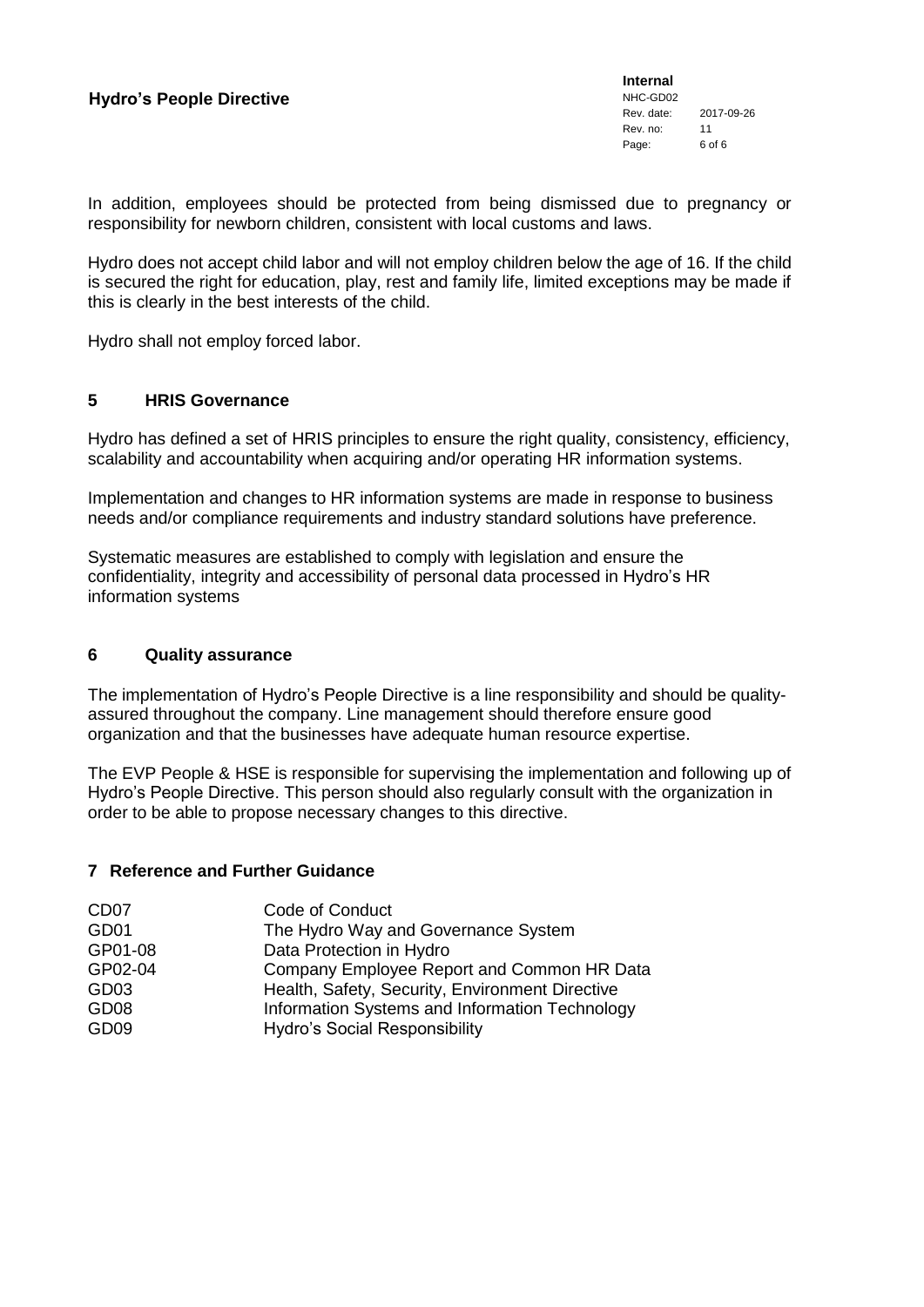In addition, employees should be protected from being dismissed due to pregnancy or responsibility for newborn children, consistent with local customs and laws.

Hydro does not accept child labor and will not employ children below the age of 16. If the child is secured the right for education, play, rest and family life, limited exceptions may be made if this is clearly in the best interests of the child.

Hydro shall not employ forced labor.

## 5 HRIS Governance

Hydro has defined a set of HRIS principles to ensure the right quality, consistency, efficiency, scalability and accountability when acquiring and/or operating HR information systems.

Implementation and changes to HR information systems are made in response to business needs and/or compliance requirements and industry standard solutions have preference.

Systematic measures are established to comply with legislation and ensure the confidentiality, integrity and accessibility of personal data processed in Hydro's HR information systems

## 6 Quality assurance

The implementation of Hydro's People Directive is a line responsibility and should be quality-assured throughout the company. Line management should therefore ensure good organization and that the businesses have adequate human resource expertise.

The EVP People & HSE is responsible for supervising the implementation and following up of Hydro's People Directive. This person should also regularly consult with the organization in order to be able to propose necessary changes to this directive.

## 7 Reference and Further Guidance

| | |
|---|---|
| CD07 | Code of Conduct |
| GD01 | The Hydro Way and Governance System |
| GP01-08 | Data Protection in Hydro |
| GP02-04 | Company Employee Report and Common HR Data |
| GD03 | Health, Safety, Security, Environment Directive |
| GD08 | Information Systems and Information Technology |
| GD09 | Hydro's Social Responsibility |